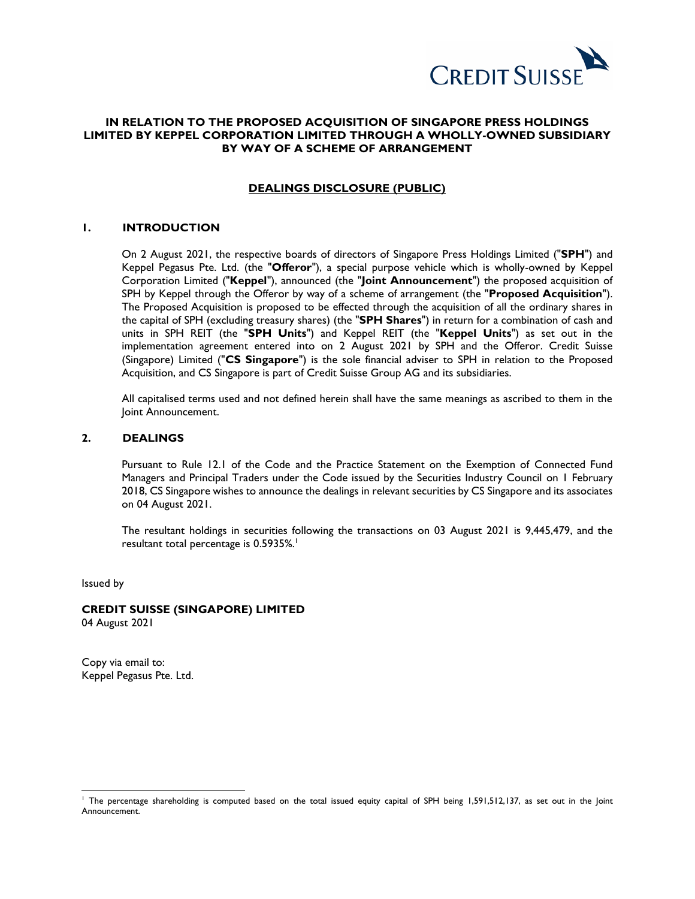**IN RELATION TO THE PROPOSED ACQUISITION OF SINGAPORE PRESS HOLDINGS LIMITED BY KEPPEL CORPORATION LIMITED THROUGH A WHOLLY-OWNED SUBSIDIARY BY WAY OF A SCHEME OF ARRANGEMENT**

**DEALINGS DISCLOSURE (PUBLIC)**

## 1. INTRODUCTION

On 2 August 2021, the respective boards of directors of Singapore Press Holdings Limited ("**SPH**") and Keppel Pegasus Pte. Ltd. (the "**Offeror**"), a special purpose vehicle which is wholly-owned by Keppel Corporation Limited ("**Keppel**"), announced (the "**Joint Announcement**") the proposed acquisition of SPH by Keppel through the Offeror by way of a scheme of arrangement (the "**Proposed Acquisition**"). The Proposed Acquisition is proposed to be effected through the acquisition of all the ordinary shares in the capital of SPH (excluding treasury shares) (the "**SPH Shares**") in return for a combination of cash and units in SPH REIT (the "**SPH Units**") and Keppel REIT (the "**Keppel Units**") as set out in the implementation agreement entered into on 2 August 2021 by SPH and the Offeror. Credit Suisse (Singapore) Limited ("**CS Singapore**") is the sole financial adviser to SPH in relation to the Proposed Acquisition, and CS Singapore is part of Credit Suisse Group AG and its subsidiaries.

All capitalised terms used and not defined herein shall have the same meanings as ascribed to them in the Joint Announcement.

## 2. DEALINGS

Pursuant to Rule 12.1 of the Code and the Practice Statement on the Exemption of Connected Fund Managers and Principal Traders under the Code issued by the Securities Industry Council on 1 February 2018, CS Singapore wishes to announce the dealings in relevant securities by CS Singapore and its associates on 04 August 2021.

The resultant holdings in securities following the transactions on 03 August 2021 is 9,445,479, and the resultant total percentage is 0.5935%.[1]

Issued by

**CREDIT SUISSE (SINGAPORE) LIMITED**
04 August 2021

Copy via email to:
Keppel Pegasus Pte. Ltd.

---

[1] The percentage shareholding is computed based on the total issued equity capital of SPH being 1,591,512,137, as set out in the Joint Announcement.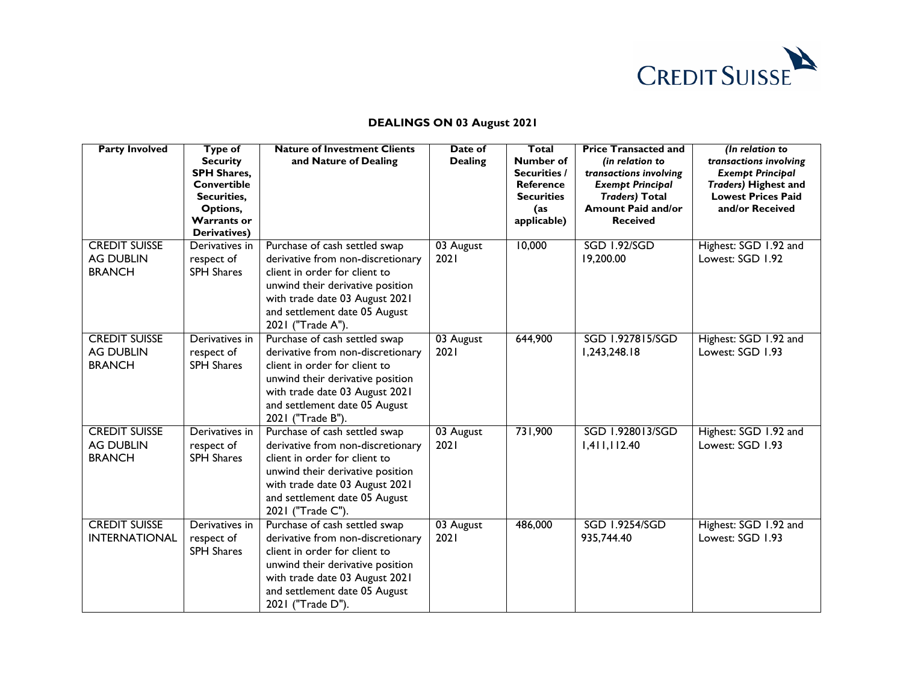## DEALINGS ON 03 August 2021

| Party Involved | Type of Security SPH Shares, Convertible Securities, Options, Warrants or Derivatives) | Nature of Investment Clients and Nature of Dealing | Date of Dealing | Total Number of Securities / Reference Securities (as applicable) | Price Transacted and *(in relation to transactions involving Exempt Principal Traders)* Total Amount Paid and/or Received | *(In relation to transactions involving Exempt Principal Traders)* Highest and Lowest Prices Paid and/or Received |
|---|---|---|---|---|---|---|
| CREDIT SUISSE AG DUBLIN BRANCH | Derivatives in respect of SPH Shares | Purchase of cash settled swap derivative from non-discretionary client in order for client to unwind their derivative position with trade date 03 August 2021 and settlement date 05 August 2021 ("Trade A"). | 03 August 2021 | 10,000 | SGD 1.92/SGD 19,200.00 | Highest: SGD 1.92 and Lowest: SGD 1.92 |
| CREDIT SUISSE AG DUBLIN BRANCH | Derivatives in respect of SPH Shares | Purchase of cash settled swap derivative from non-discretionary client in order for client to unwind their derivative position with trade date 03 August 2021 and settlement date 05 August 2021 ("Trade B"). | 03 August 2021 | 644,900 | SGD 1.927815/SGD 1,243,248.18 | Highest: SGD 1.92 and Lowest: SGD 1.93 |
| CREDIT SUISSE AG DUBLIN BRANCH | Derivatives in respect of SPH Shares | Purchase of cash settled swap derivative from non-discretionary client in order for client to unwind their derivative position with trade date 03 August 2021 and settlement date 05 August 2021 ("Trade C"). | 03 August 2021 | 731,900 | SGD 1.928013/SGD 1,411,112.40 | Highest: SGD 1.92 and Lowest: SGD 1.93 |
| CREDIT SUISSE INTERNATIONAL | Derivatives in respect of SPH Shares | Purchase of cash settled swap derivative from non-discretionary client in order for client to unwind their derivative position with trade date 03 August 2021 and settlement date 05 August 2021 ("Trade D"). | 03 August 2021 | 486,000 | SGD 1.9254/SGD 935,744.40 | Highest: SGD 1.92 and Lowest: SGD 1.93 |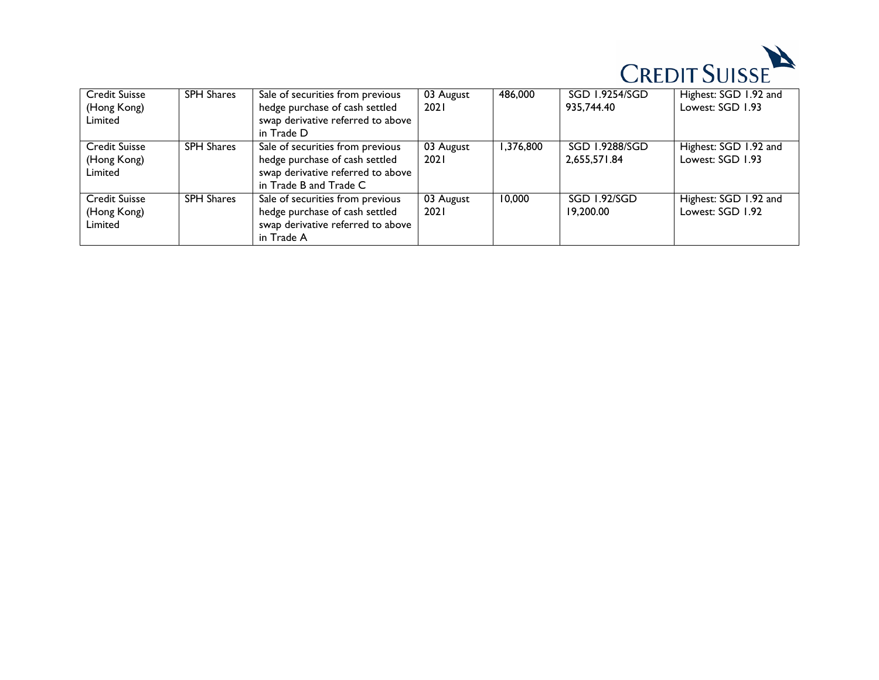| | | | | | | |
|---|---|---|---|---|---|---|
| Credit Suisse (Hong Kong) Limited | SPH Shares | Sale of securities from previous hedge purchase of cash settled swap derivative referred to above in Trade D | 03 August 2021 | 486,000 | SGD 1.9254/SGD 935,744.40 | Highest: SGD 1.92 and Lowest: SGD 1.93 |
| Credit Suisse (Hong Kong) Limited | SPH Shares | Sale of securities from previous hedge purchase of cash settled swap derivative referred to above in Trade B and Trade C | 03 August 2021 | 1,376,800 | SGD 1.9288/SGD 2,655,571.84 | Highest: SGD 1.92 and Lowest: SGD 1.93 |
| Credit Suisse (Hong Kong) Limited | SPH Shares | Sale of securities from previous hedge purchase of cash settled swap derivative referred to above in Trade A | 03 August 2021 | 10,000 | SGD 1.92/SGD 19,200.00 | Highest: SGD 1.92 and Lowest: SGD 1.92 |